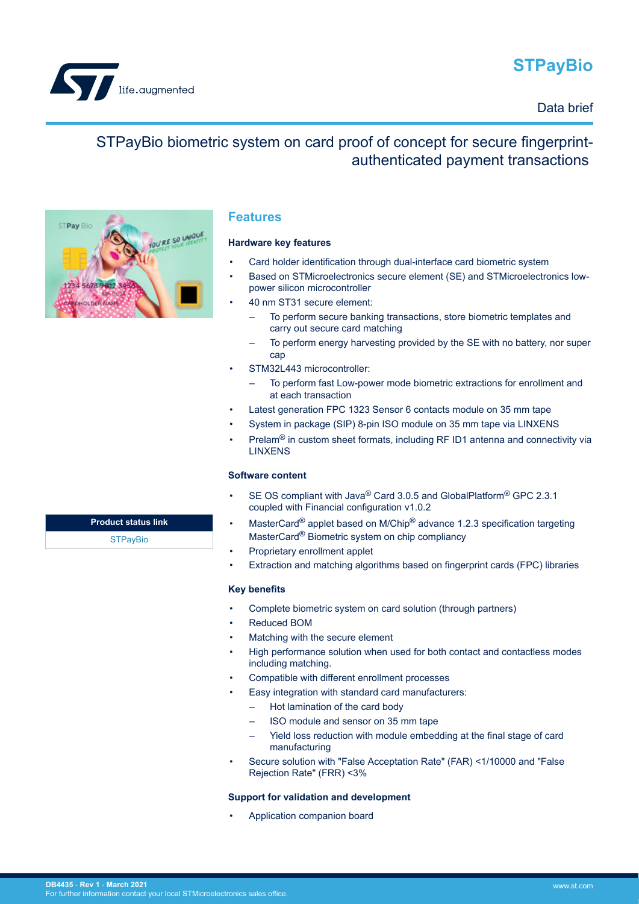# STPayBio

Data brief

## STPayBio biometric system on card proof of concept for secure fingerprint-authenticated payment transactions

| Product status link |
| --- |
| STPayBio |

## Features

### Hardware key features

- Card holder identification through dual-interface card biometric system
- Based on STMicroelectronics secure element (SE) and STMicroelectronics low-power silicon microcontroller
- 40 nm ST31 secure element:
  - To perform secure banking transactions, store biometric templates and carry out secure card matching
  - To perform energy harvesting provided by the SE with no battery, nor super cap
- STM32L443 microcontroller:
  - To perform fast Low-power mode biometric extractions for enrollment and at each transaction
- Latest generation FPC 1323 Sensor 6 contacts module on 35 mm tape
- System in package (SIP) 8-pin ISO module on 35 mm tape via LINXENS
- Prelam® in custom sheet formats, including RF ID1 antenna and connectivity via LINXENS

### Software content

- SE OS compliant with Java® Card 3.0.5 and GlobalPlatform® GPC 2.3.1 coupled with Financial configuration v1.0.2
- MasterCard® applet based on M/Chip® advance 1.2.3 specification targeting MasterCard® Biometric system on chip compliancy
- Proprietary enrollment applet
- Extraction and matching algorithms based on fingerprint cards (FPC) libraries

### Key benefits

- Complete biometric system on card solution (through partners)
- Reduced BOM
- Matching with the secure element
- High performance solution when used for both contact and contactless modes including matching.
- Compatible with different enrollment processes
- Easy integration with standard card manufacturers:
  - Hot lamination of the card body
  - ISO module and sensor on 35 mm tape
  - Yield loss reduction with module embedding at the final stage of card manufacturing
- Secure solution with "False Acceptation Rate" (FAR) <1/10000 and "False Rejection Rate" (FRR) <3%

### Support for validation and development

- Application companion board

DB4435 - Rev 1 - March 2021
For further information contact your local STMicroelectronics sales office.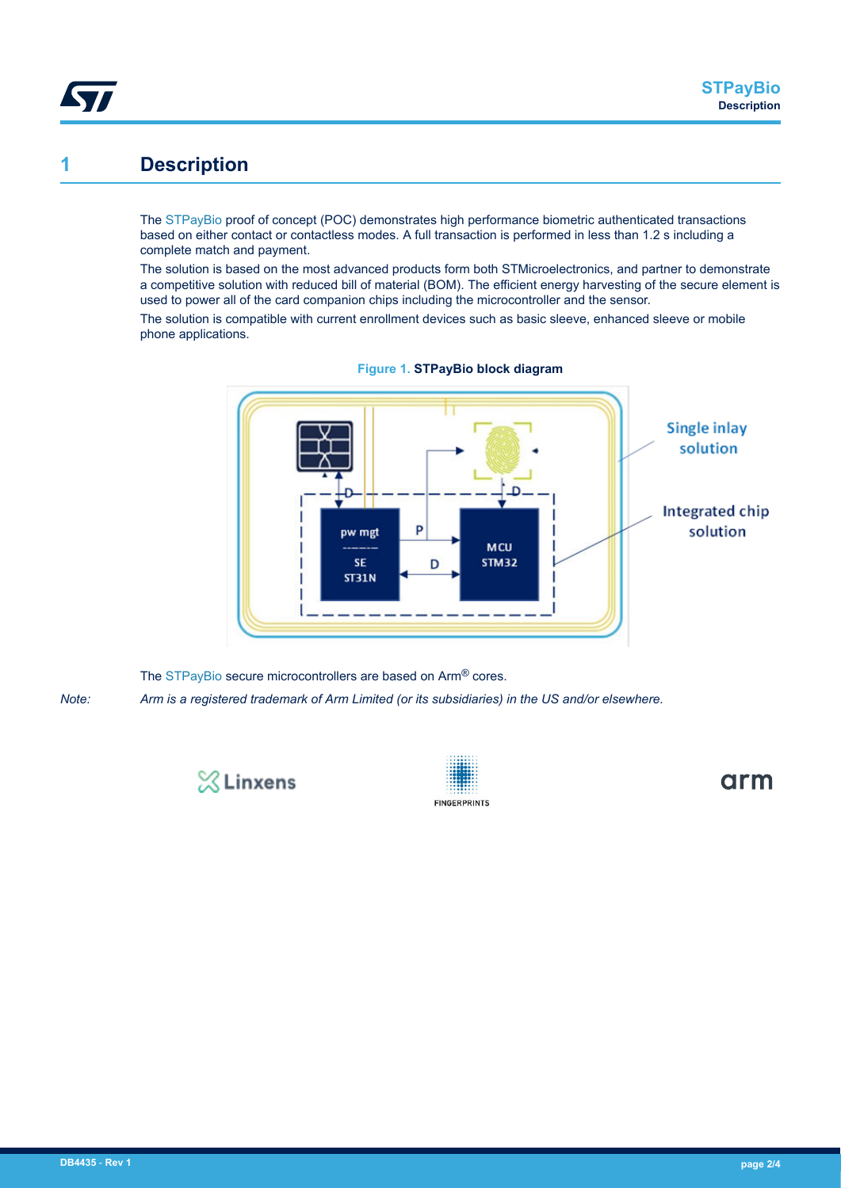# 1 Description

The STPayBio proof of concept (POC) demonstrates high performance biometric authenticated transactions based on either contact or contactless modes. A full transaction is performed in less than 1.2 s including a complete match and payment.

The solution is based on the most advanced products form both STMicroelectronics, and partner to demonstrate a competitive solution with reduced bill of material (BOM). The efficient energy harvesting of the secure element is used to power all of the card companion chips including the microcontroller and the sensor.

The solution is compatible with current enrollment devices such as basic sleeve, enhanced sleeve or mobile phone applications.

**Figure 1. STPayBio block diagram**

The STPayBio secure microcontrollers are based on Arm® cores.

*Note: Arm is a registered trademark of Arm Limited (or its subsidiaries) in the US and/or elsewhere.*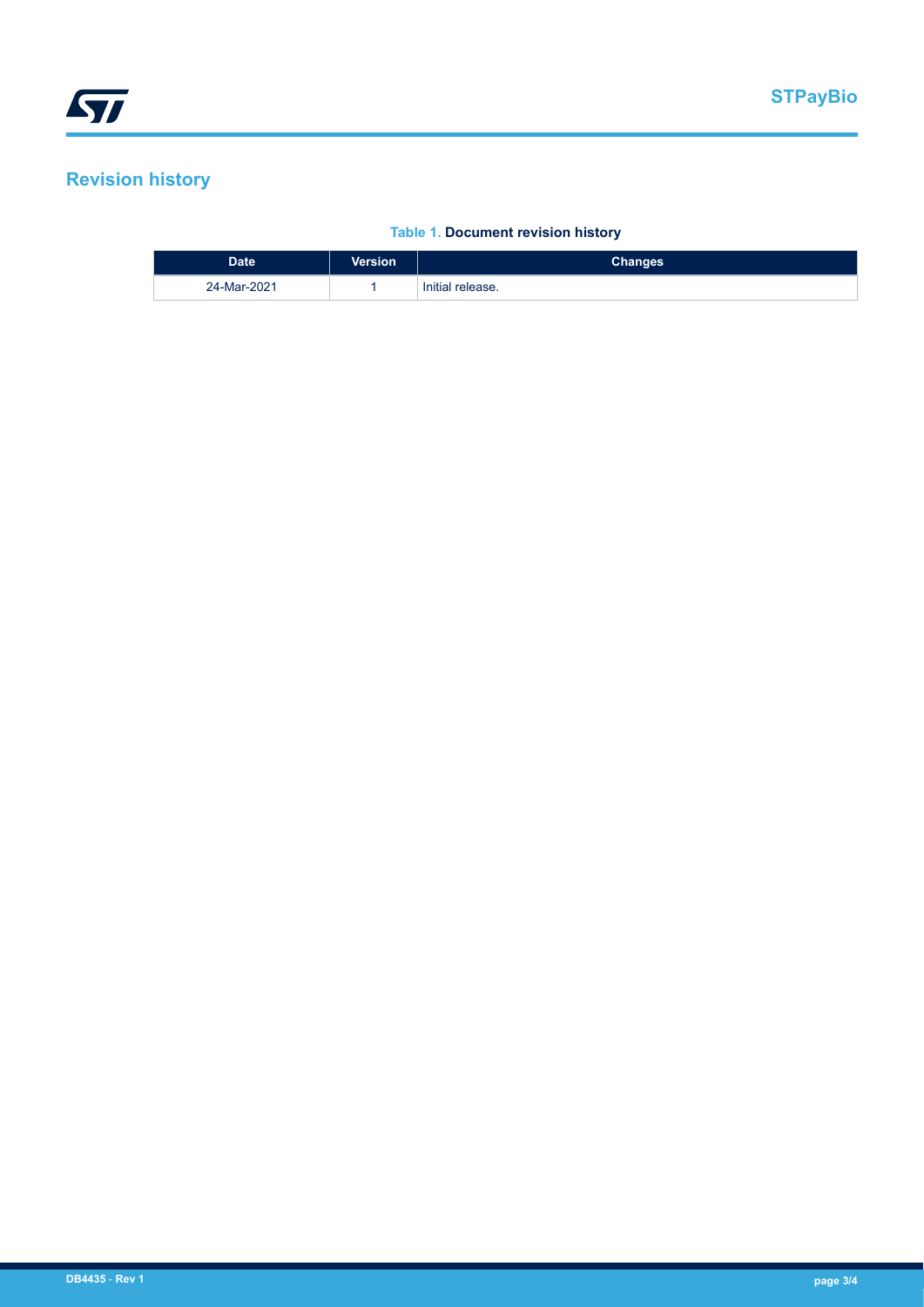## Revision history

**Table 1. Document revision history**

| Date | Version | Changes |
| --- | --- | --- |
| 24-Mar-2021 | 1 | Initial release. |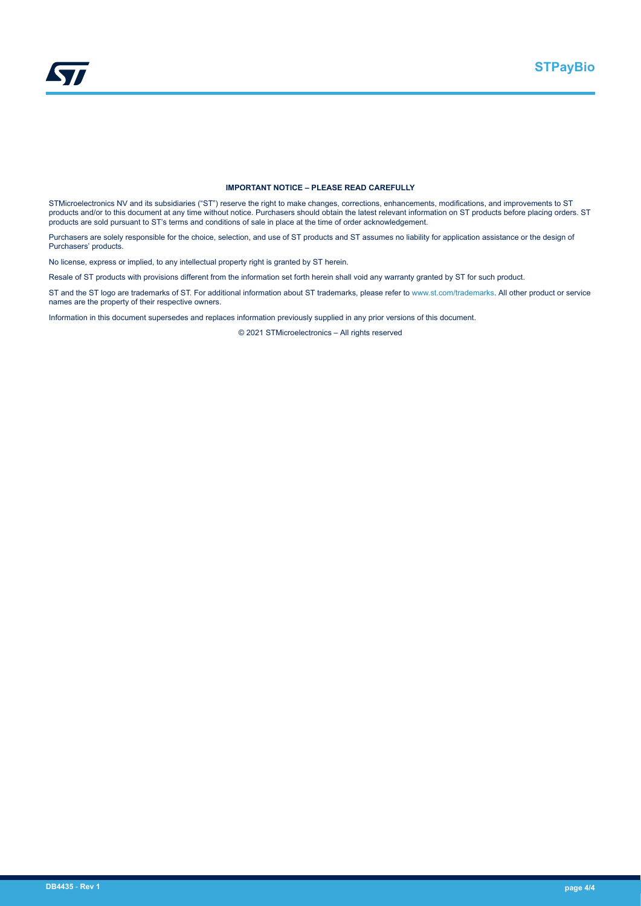**IMPORTANT NOTICE – PLEASE READ CAREFULLY**

STMicroelectronics NV and its subsidiaries ("ST") reserve the right to make changes, corrections, enhancements, modifications, and improvements to ST products and/or to this document at any time without notice. Purchasers should obtain the latest relevant information on ST products before placing orders. ST products are sold pursuant to ST's terms and conditions of sale in place at the time of order acknowledgement.

Purchasers are solely responsible for the choice, selection, and use of ST products and ST assumes no liability for application assistance or the design of Purchasers' products.

No license, express or implied, to any intellectual property right is granted by ST herein.

Resale of ST products with provisions different from the information set forth herein shall void any warranty granted by ST for such product.

ST and the ST logo are trademarks of ST. For additional information about ST trademarks, please refer to www.st.com/trademarks. All other product or service names are the property of their respective owners.

Information in this document supersedes and replaces information previously supplied in any prior versions of this document.

© 2021 STMicroelectronics – All rights reserved